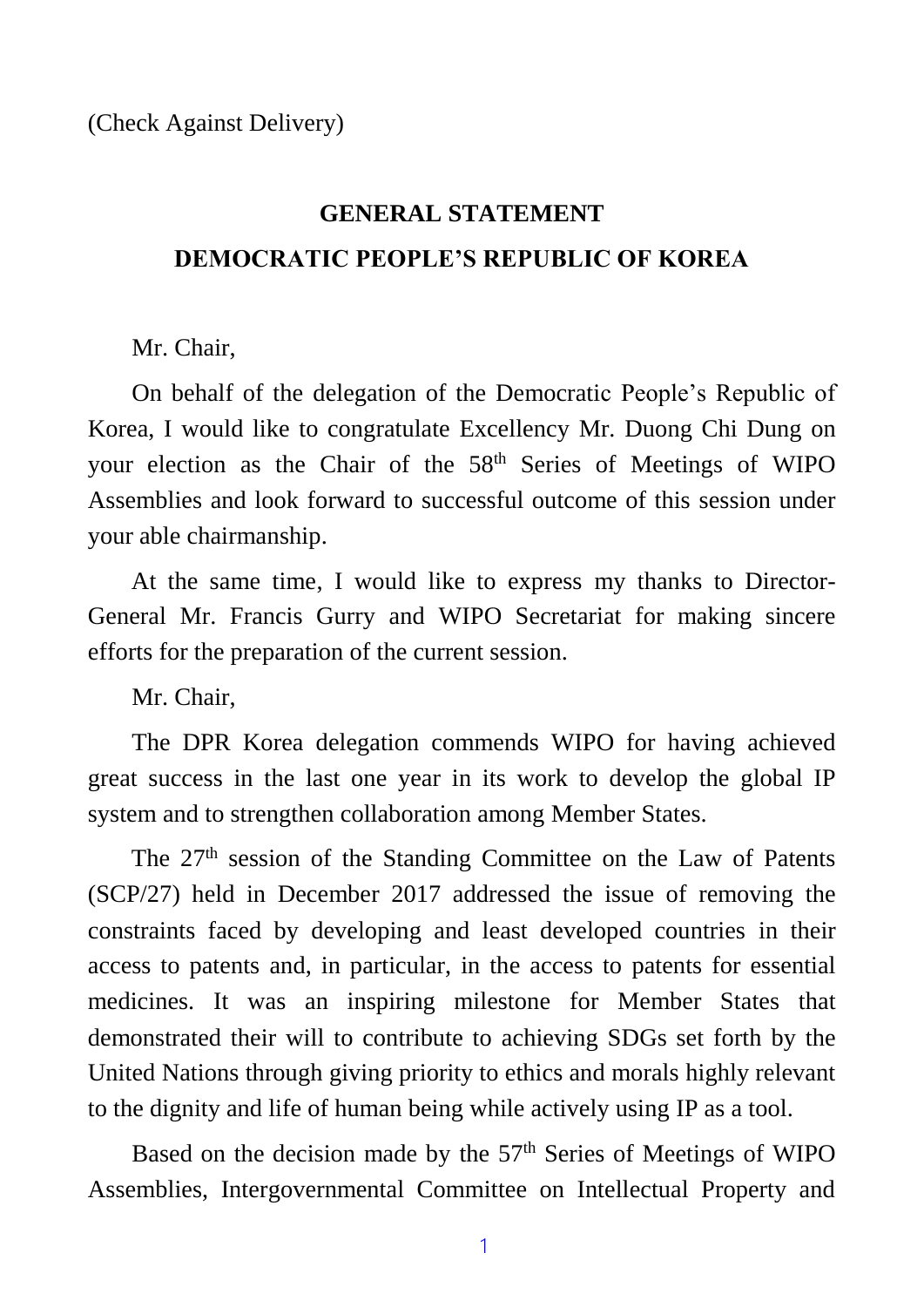(Check Against Delivery)

## GENERAL STATEMENT

## DEMOCRATIC PEOPLE'S REPUBLIC OF KOREA

Mr. Chair,

On behalf of the delegation of the Democratic People's Republic of Korea, I would like to congratulate Excellency Mr. Duong Chi Dung on your election as the Chair of the 58th Series of Meetings of WIPO Assemblies and look forward to successful outcome of this session under your able chairmanship.

At the same time, I would like to express my thanks to Director-General Mr. Francis Gurry and WIPO Secretariat for making sincere efforts for the preparation of the current session.

Mr. Chair,

The DPR Korea delegation commends WIPO for having achieved great success in the last one year in its work to develop the global IP system and to strengthen collaboration among Member States.

The 27th session of the Standing Committee on the Law of Patents (SCP/27) held in December 2017 addressed the issue of removing the constraints faced by developing and least developed countries in their access to patents and, in particular, in the access to patents for essential medicines. It was an inspiring milestone for Member States that demonstrated their will to contribute to achieving SDGs set forth by the United Nations through giving priority to ethics and morals highly relevant to the dignity and life of human being while actively using IP as a tool.

Based on the decision made by the 57th Series of Meetings of WIPO Assemblies, Intergovernmental Committee on Intellectual Property and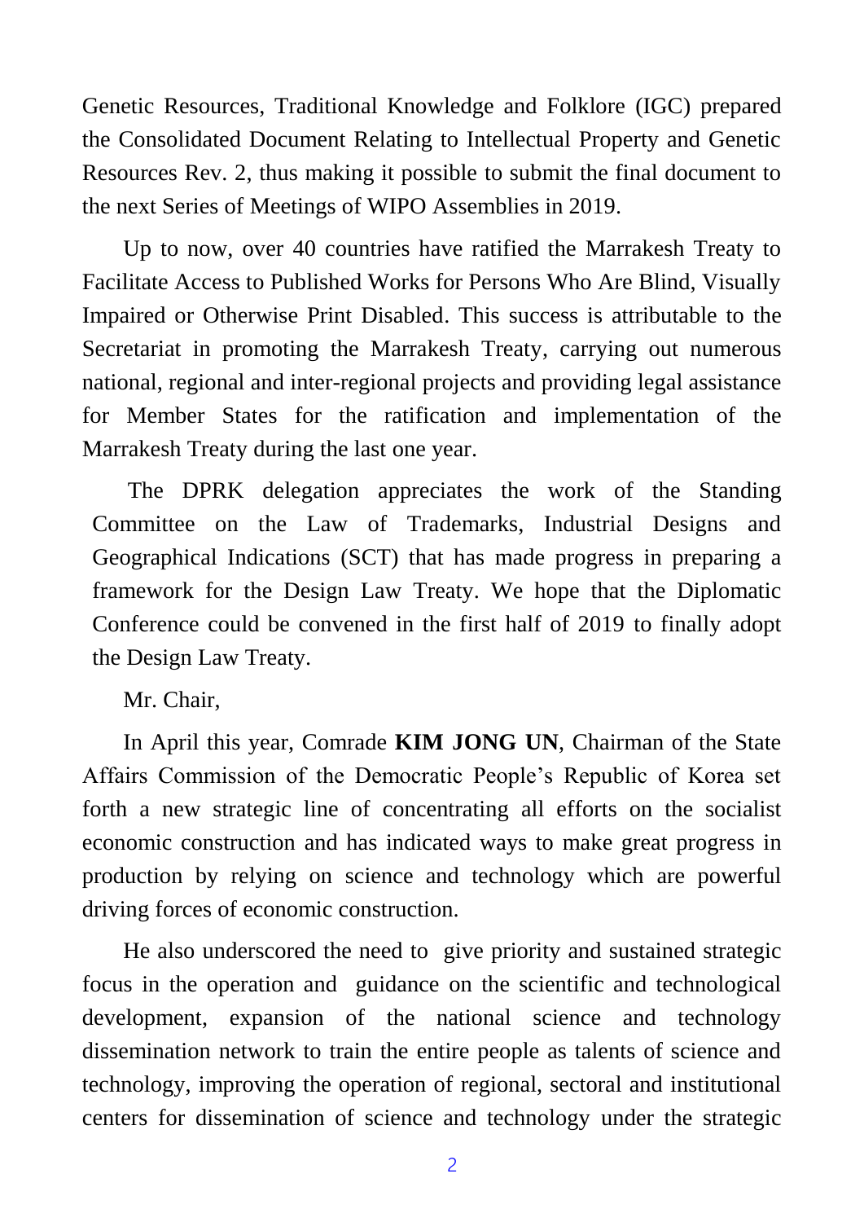Genetic Resources, Traditional Knowledge and Folklore (IGC) prepared the Consolidated Document Relating to Intellectual Property and Genetic Resources Rev. 2, thus making it possible to submit the final document to the next Series of Meetings of WIPO Assemblies in 2019.

Up to now, over 40 countries have ratified the Marrakesh Treaty to Facilitate Access to Published Works for Persons Who Are Blind, Visually Impaired or Otherwise Print Disabled. This success is attributable to the Secretariat in promoting the Marrakesh Treaty, carrying out numerous national, regional and inter-regional projects and providing legal assistance for Member States for the ratification and implementation of the Marrakesh Treaty during the last one year.

The DPRK delegation appreciates the work of the Standing Committee on the Law of Trademarks, Industrial Designs and Geographical Indications (SCT) that has made progress in preparing a framework for the Design Law Treaty. We hope that the Diplomatic Conference could be convened in the first half of 2019 to finally adopt the Design Law Treaty.

Mr. Chair,

In April this year, Comrade **KIM JONG UN**, Chairman of the State Affairs Commission of the Democratic People's Republic of Korea set forth a new strategic line of concentrating all efforts on the socialist economic construction and has indicated ways to make great progress in production by relying on science and technology which are powerful driving forces of economic construction.

He also underscored the need to give priority and sustained strategic focus in the operation and guidance on the scientific and technological development, expansion of the national science and technology dissemination network to train the entire people as talents of science and technology, improving the operation of regional, sectoral and institutional centers for dissemination of science and technology under the strategic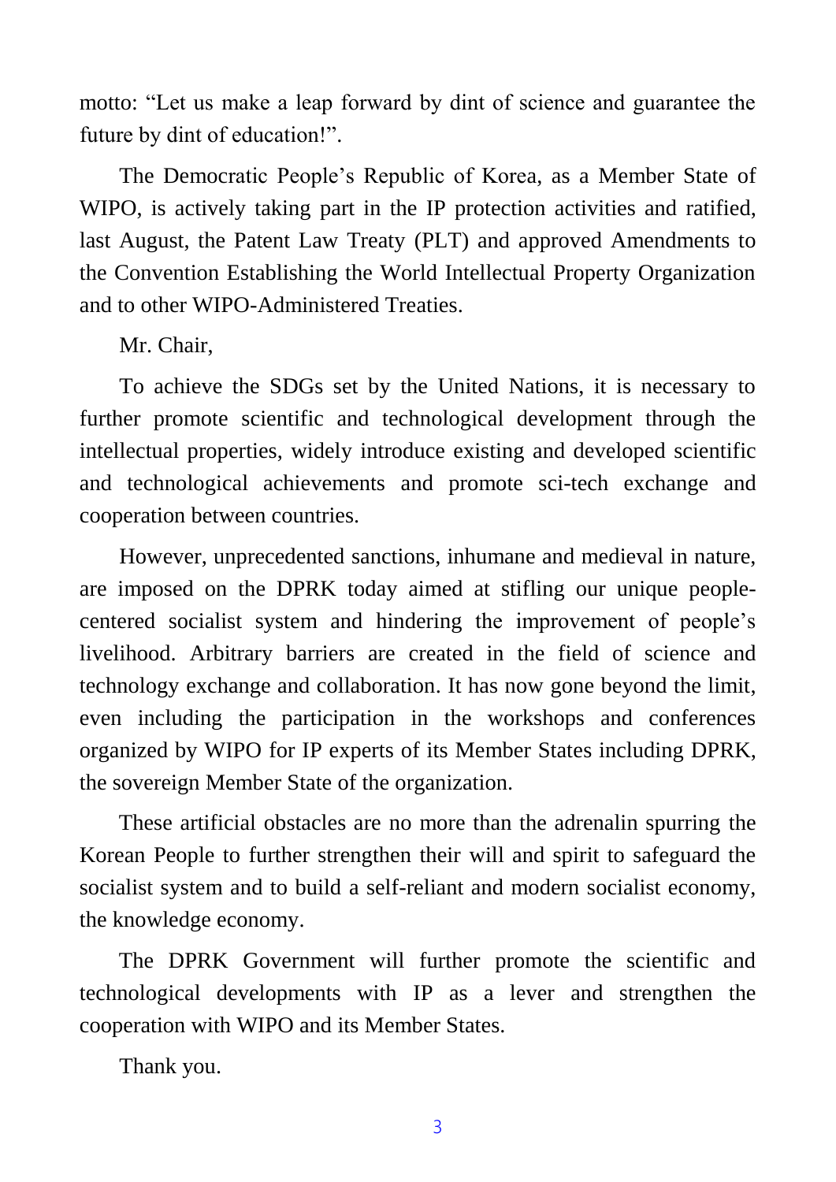motto: “Let us make a leap forward by dint of science and guarantee the future by dint of education!”.

The Democratic People’s Republic of Korea, as a Member State of WIPO, is actively taking part in the IP protection activities and ratified, last August, the Patent Law Treaty (PLT) and approved Amendments to the Convention Establishing the World Intellectual Property Organization and to other WIPO-Administered Treaties.

Mr. Chair,

To achieve the SDGs set by the United Nations, it is necessary to further promote scientific and technological development through the intellectual properties, widely introduce existing and developed scientific and technological achievements and promote sci-tech exchange and cooperation between countries.

However, unprecedented sanctions, inhumane and medieval in nature, are imposed on the DPRK today aimed at stifling our unique people-centered socialist system and hindering the improvement of people’s livelihood. Arbitrary barriers are created in the field of science and technology exchange and collaboration. It has now gone beyond the limit, even including the participation in the workshops and conferences organized by WIPO for IP experts of its Member States including DPRK, the sovereign Member State of the organization.

These artificial obstacles are no more than the adrenalin spurring the Korean People to further strengthen their will and spirit to safeguard the socialist system and to build a self-reliant and modern socialist economy, the knowledge economy.

The DPRK Government will further promote the scientific and technological developments with IP as a lever and strengthen the cooperation with WIPO and its Member States.

Thank you.